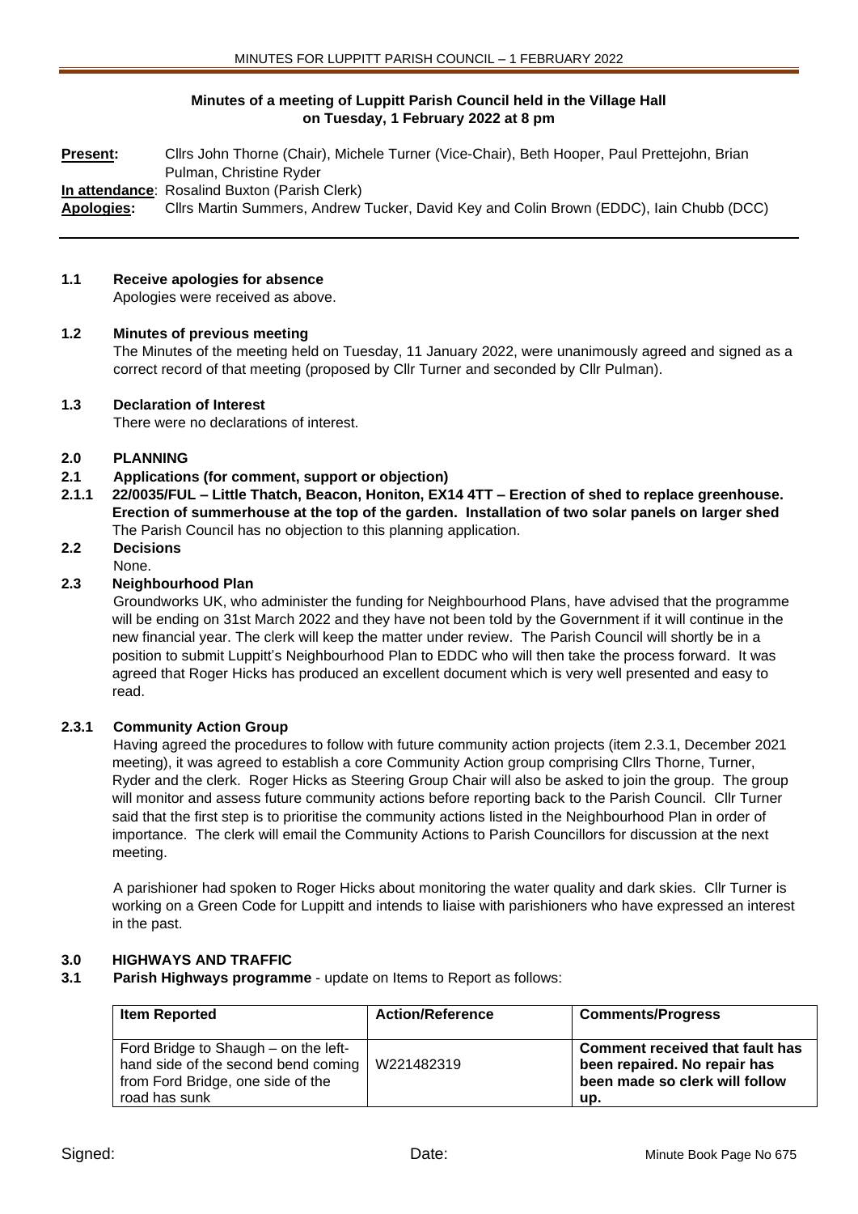**Minutes of a meeting of Luppitt Parish Council held in the Village Hall on Tuesday, 1 February 2022 at 8 pm**

**Present:** Cllrs John Thorne (Chair), Michele Turner (Vice-Chair), Beth Hooper, Paul Prettejohn, Brian Pulman, Christine Ryder

**In attendance**: Rosalind Buxton (Parish Clerk)

**Apologies:** Cllrs Martin Summers, Andrew Tucker, David Key and Colin Brown (EDDC), Iain Chubb (DCC)

**1.1 Receive apologies for absence**

Apologies were received as above.

**1.2 Minutes of previous meeting**

The Minutes of the meeting held on Tuesday, 11 January 2022, were unanimously agreed and signed as a correct record of that meeting (proposed by Cllr Turner and seconded by Cllr Pulman).

**1.3 Declaration of Interest**

There were no declarations of interest.

## 2.0 PLANNING

**2.1 Applications (for comment, support or objection)**

**2.1.1 22/0035/FUL – Little Thatch, Beacon, Honiton, EX14 4TT – Erection of shed to replace greenhouse. Erection of summerhouse at the top of the garden. Installation of two solar panels on larger shed**

The Parish Council has no objection to this planning application.

**2.2 Decisions**

None.

**2.3 Neighbourhood Plan**

Groundworks UK, who administer the funding for Neighbourhood Plans, have advised that the programme will be ending on 31st March 2022 and they have not been told by the Government if it will continue in the new financial year. The clerk will keep the matter under review. The Parish Council will shortly be in a position to submit Luppitt's Neighbourhood Plan to EDDC who will then take the process forward. It was agreed that Roger Hicks has produced an excellent document which is very well presented and easy to read.

**2.3.1 Community Action Group**

Having agreed the procedures to follow with future community action projects (item 2.3.1, December 2021 meeting), it was agreed to establish a core Community Action group comprising Cllrs Thorne, Turner, Ryder and the clerk. Roger Hicks as Steering Group Chair will also be asked to join the group. The group will monitor and assess future community actions before reporting back to the Parish Council. Cllr Turner said that the first step is to prioritise the community actions listed in the Neighbourhood Plan in order of importance. The clerk will email the Community Actions to Parish Councillors for discussion at the next meeting.

A parishioner had spoken to Roger Hicks about monitoring the water quality and dark skies. Cllr Turner is working on a Green Code for Luppitt and intends to liaise with parishioners who have expressed an interest in the past.

## 3.0 HIGHWAYS AND TRAFFIC

**3.1 Parish Highways programme** - update on Items to Report as follows:

| Item Reported | Action/Reference | Comments/Progress |
|---|---|---|
| Ford Bridge to Shaugh – on the left-hand side of the second bend coming from Ford Bridge, one side of the road has sunk | W221482319 | **Comment received that fault has been repaired. No repair has been made so clerk will follow up.** |

Signed: Date: Minute Book Page No 675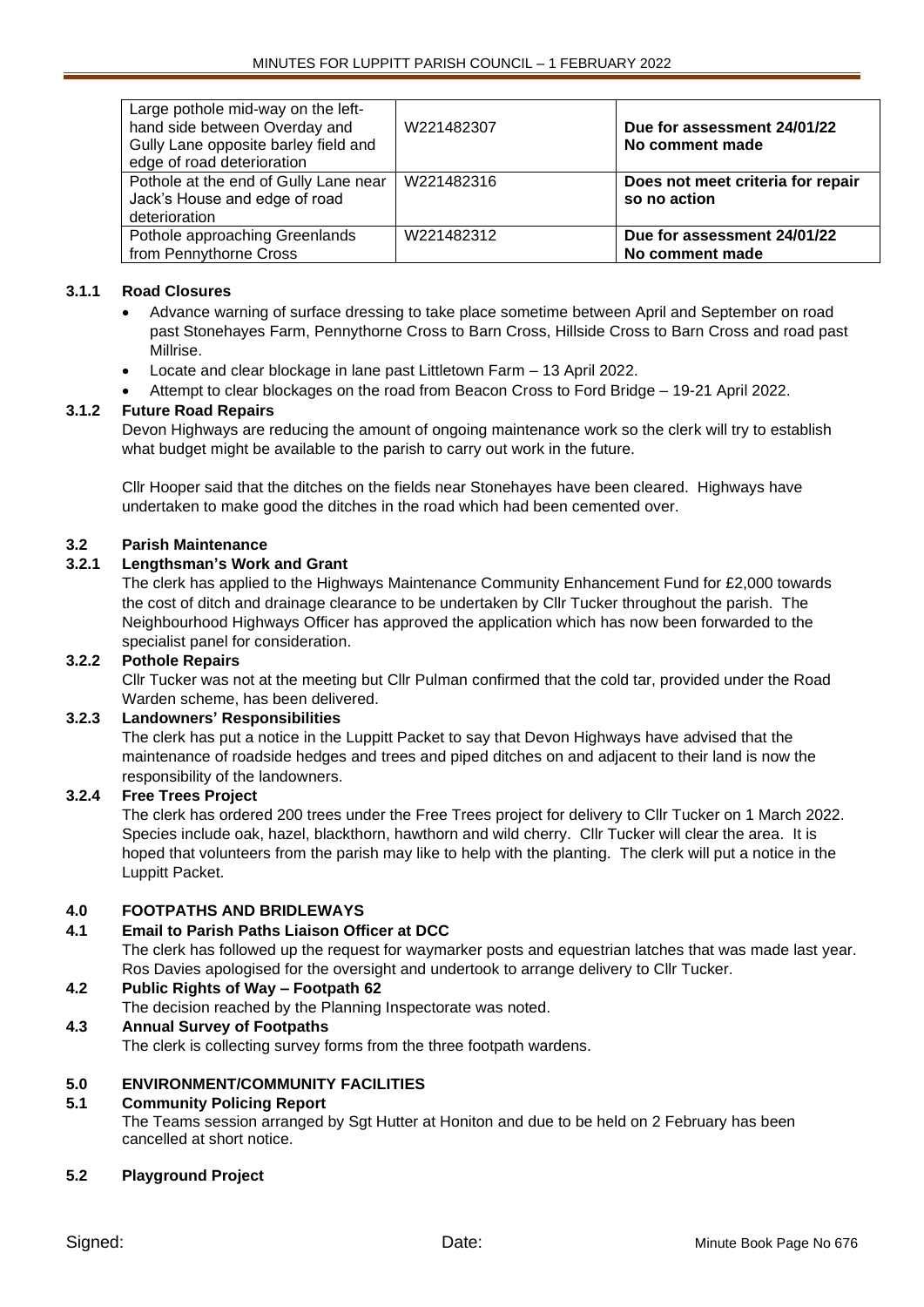| | | |
|---|---|---|
| Large pothole mid-way on the left-hand side between Overday and Gully Lane opposite barley field and edge of road deterioration | W221482307 | **Due for assessment 24/01/22 No comment made** |
| Pothole at the end of Gully Lane near Jack's House and edge of road deterioration | W221482316 | **Does not meet criteria for repair so no action** |
| Pothole approaching Greenlands from Pennythorne Cross | W221482312 | **Due for assessment 24/01/22 No comment made** |

### 3.1.1 Road Closures

- Advance warning of surface dressing to take place sometime between April and September on road past Stonehayes Farm, Pennythorne Cross to Barn Cross, Hillside Cross to Barn Cross and road past Millrise.
- Locate and clear blockage in lane past Littletown Farm – 13 April 2022.
- Attempt to clear blockages on the road from Beacon Cross to Ford Bridge – 19-21 April 2022.

### 3.1.2 Future Road Repairs

Devon Highways are reducing the amount of ongoing maintenance work so the clerk will try to establish what budget might be available to the parish to carry out work in the future.

Cllr Hooper said that the ditches on the fields near Stonehayes have been cleared. Highways have undertaken to make good the ditches in the road which had been cemented over.

## 3.2 Parish Maintenance

### 3.2.1 Lengthsman's Work and Grant

The clerk has applied to the Highways Maintenance Community Enhancement Fund for £2,000 towards the cost of ditch and drainage clearance to be undertaken by Cllr Tucker throughout the parish. The Neighbourhood Highways Officer has approved the application which has now been forwarded to the specialist panel for consideration.

### 3.2.2 Pothole Repairs

Cllr Tucker was not at the meeting but Cllr Pulman confirmed that the cold tar, provided under the Road Warden scheme, has been delivered.

### 3.2.3 Landowners' Responsibilities

The clerk has put a notice in the Luppitt Packet to say that Devon Highways have advised that the maintenance of roadside hedges and trees and piped ditches on and adjacent to their land is now the responsibility of the landowners.

### 3.2.4 Free Trees Project

The clerk has ordered 200 trees under the Free Trees project for delivery to Cllr Tucker on 1 March 2022. Species include oak, hazel, blackthorn, hawthorn and wild cherry. Cllr Tucker will clear the area. It is hoped that volunteers from the parish may like to help with the planting. The clerk will put a notice in the Luppitt Packet.

# 4.0 FOOTPATHS AND BRIDLEWAYS

## 4.1 Email to Parish Paths Liaison Officer at DCC

The clerk has followed up the request for waymarker posts and equestrian latches that was made last year. Ros Davies apologised for the oversight and undertook to arrange delivery to Cllr Tucker.

## 4.2 Public Rights of Way – Footpath 62

The decision reached by the Planning Inspectorate was noted.

## 4.3 Annual Survey of Footpaths

The clerk is collecting survey forms from the three footpath wardens.

# 5.0 ENVIRONMENT/COMMUNITY FACILITIES

## 5.1 Community Policing Report

The Teams session arranged by Sgt Hutter at Honiton and due to be held on 2 February has been cancelled at short notice.

## 5.2 Playground Project

Signed: Date: Minute Book Page No 676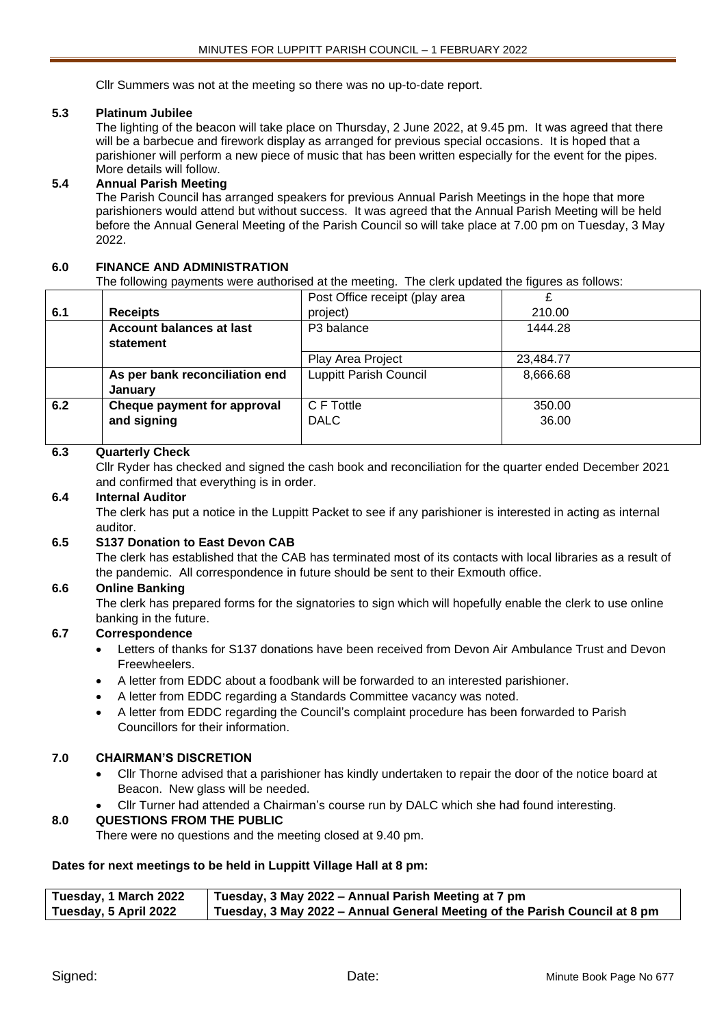Cllr Summers was not at the meeting so there was no up-to-date report.

### 5.3 Platinum Jubilee

The lighting of the beacon will take place on Thursday, 2 June 2022, at 9.45 pm. It was agreed that there will be a barbecue and firework display as arranged for previous special occasions. It is hoped that a parishioner will perform a new piece of music that has been written especially for the event for the pipes. More details will follow.

### 5.4 Annual Parish Meeting

The Parish Council has arranged speakers for previous Annual Parish Meetings in the hope that more parishioners would attend but without success. It was agreed that the Annual Parish Meeting will be held before the Annual General Meeting of the Parish Council so will take place at 7.00 pm on Tuesday, 3 May 2022.

## 6.0 FINANCE AND ADMINISTRATION

The following payments were authorised at the meeting. The clerk updated the figures as follows:

| | | | |
|---|---|---|---|
| 6.1 | **Receipts** | Post Office receipt (play area project) | £ 210.00 |
| | **Account balances at last statement** | P3 balance | 1444.28 |
| | | Play Area Project | 23,484.77 |
| | **As per bank reconciliation end January** | Luppitt Parish Council | 8,666.68 |
| 6.2 | **Cheque payment for approval and signing** | C F Tottle<br>DALC | 350.00<br>36.00 |

### 6.3 Quarterly Check

Cllr Ryder has checked and signed the cash book and reconciliation for the quarter ended December 2021 and confirmed that everything is in order.

### 6.4 Internal Auditor

The clerk has put a notice in the Luppitt Packet to see if any parishioner is interested in acting as internal auditor.

### 6.5 S137 Donation to East Devon CAB

The clerk has established that the CAB has terminated most of its contacts with local libraries as a result of the pandemic. All correspondence in future should be sent to their Exmouth office.

### 6.6 Online Banking

The clerk has prepared forms for the signatories to sign which will hopefully enable the clerk to use online banking in the future.

### 6.7 Correspondence

- Letters of thanks for S137 donations have been received from Devon Air Ambulance Trust and Devon Freewheelers.
- A letter from EDDC about a foodbank will be forwarded to an interested parishioner.
- A letter from EDDC regarding a Standards Committee vacancy was noted.
- A letter from EDDC regarding the Council's complaint procedure has been forwarded to Parish Councillors for their information.

## 7.0 CHAIRMAN'S DISCRETION

- Cllr Thorne advised that a parishioner has kindly undertaken to repair the door of the notice board at Beacon. New glass will be needed.
- Cllr Turner had attended a Chairman's course run by DALC which she had found interesting.

## 8.0 QUESTIONS FROM THE PUBLIC

There were no questions and the meeting closed at 9.40 pm.

**Dates for next meetings to be held in Luppitt Village Hall at 8 pm:**

| | |
|---|---|
| **Tuesday, 1 March 2022** | **Tuesday, 3 May 2022 – Annual Parish Meeting at 7 pm** |
| **Tuesday, 5 April 2022** | **Tuesday, 3 May 2022 – Annual General Meeting of the Parish Council at 8 pm** |

Signed: Date: Minute Book Page No 677